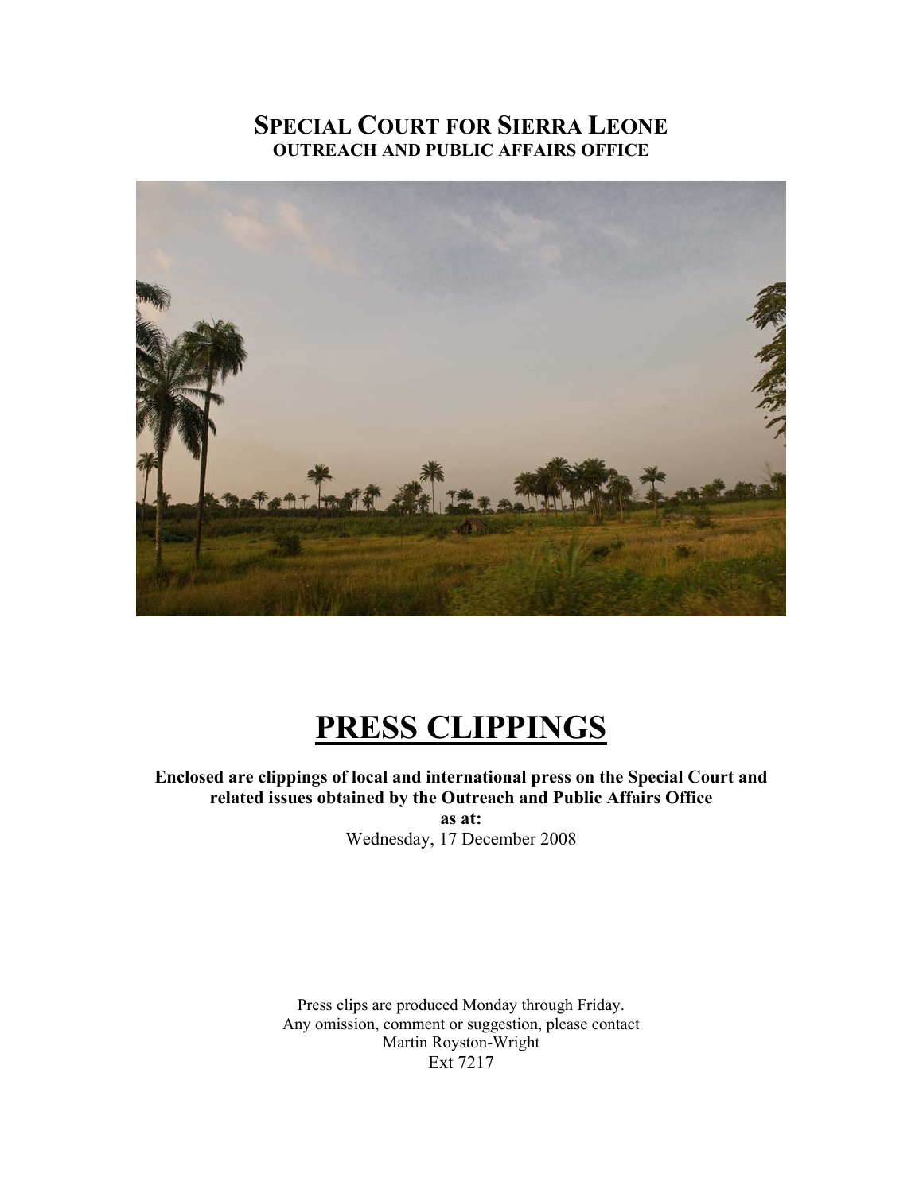# SPECIAL COURT FOR SIERRA LEONE
## OUTREACH AND PUBLIC AFFAIRS OFFICE

# PRESS CLIPPINGS

**Enclosed are clippings of local and international press on the Special Court and related issues obtained by the Outreach and Public Affairs Office**
**as at:**
Wednesday, 17 December 2008

Press clips are produced Monday through Friday.
Any omission, comment or suggestion, please contact
Martin Royston-Wright
Ext 7217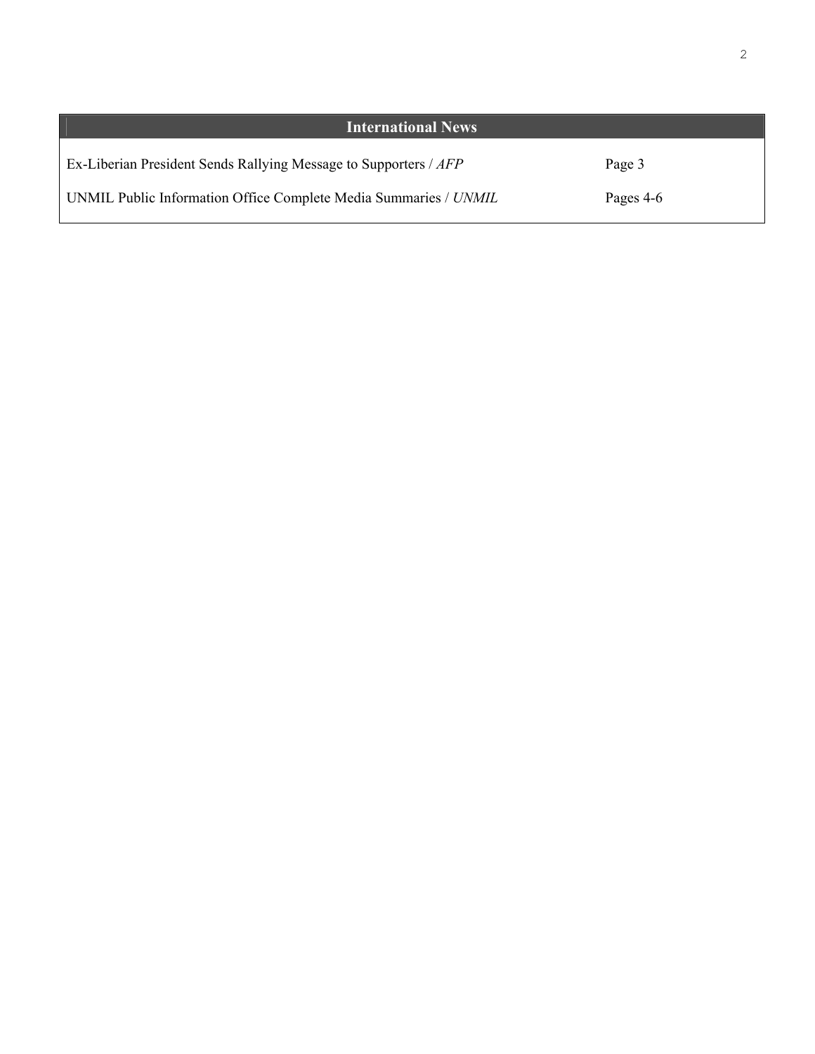## International News

| | |
|---|---|
| Ex-Liberian President Sends Rallying Message to Supporters / *AFP* | Page 3 |
| UNMIL Public Information Office Complete Media Summaries / *UNMIL* | Pages 4-6 |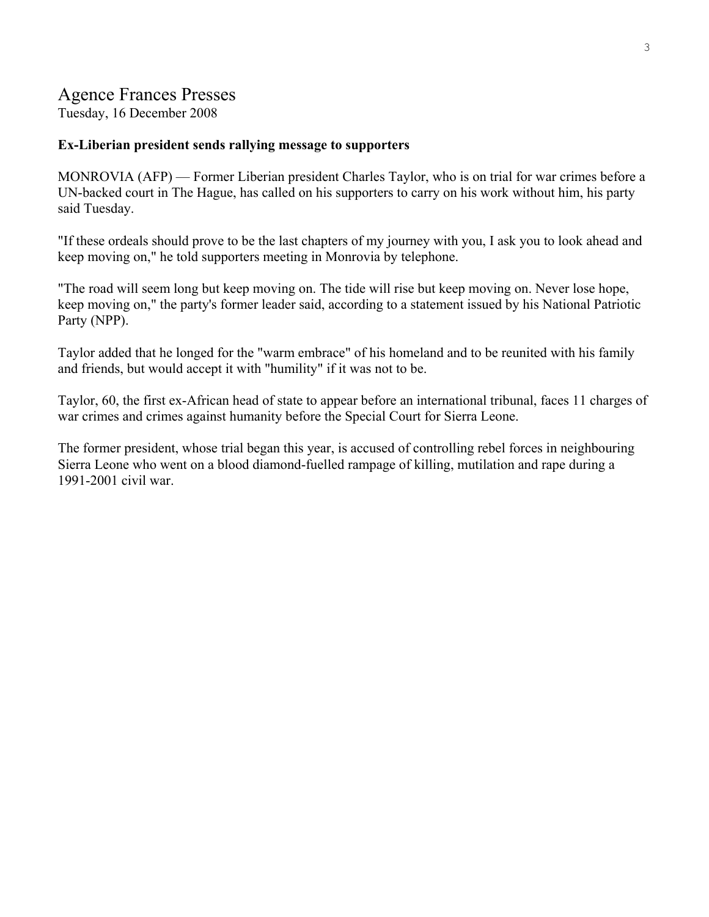# Agence Frances Presses

Tuesday, 16 December 2008

**Ex-Liberian president sends rallying message to supporters**

MONROVIA (AFP) — Former Liberian president Charles Taylor, who is on trial for war crimes before a UN-backed court in The Hague, has called on his supporters to carry on his work without him, his party said Tuesday.

"If these ordeals should prove to be the last chapters of my journey with you, I ask you to look ahead and keep moving on," he told supporters meeting in Monrovia by telephone.

"The road will seem long but keep moving on. The tide will rise but keep moving on. Never lose hope, keep moving on," the party's former leader said, according to a statement issued by his National Patriotic Party (NPP).

Taylor added that he longed for the "warm embrace" of his homeland and to be reunited with his family and friends, but would accept it with "humility" if it was not to be.

Taylor, 60, the first ex-African head of state to appear before an international tribunal, faces 11 charges of war crimes and crimes against humanity before the Special Court for Sierra Leone.

The former president, whose trial began this year, is accused of controlling rebel forces in neighbouring Sierra Leone who went on a blood diamond-fuelled rampage of killing, mutilation and rape during a 1991-2001 civil war.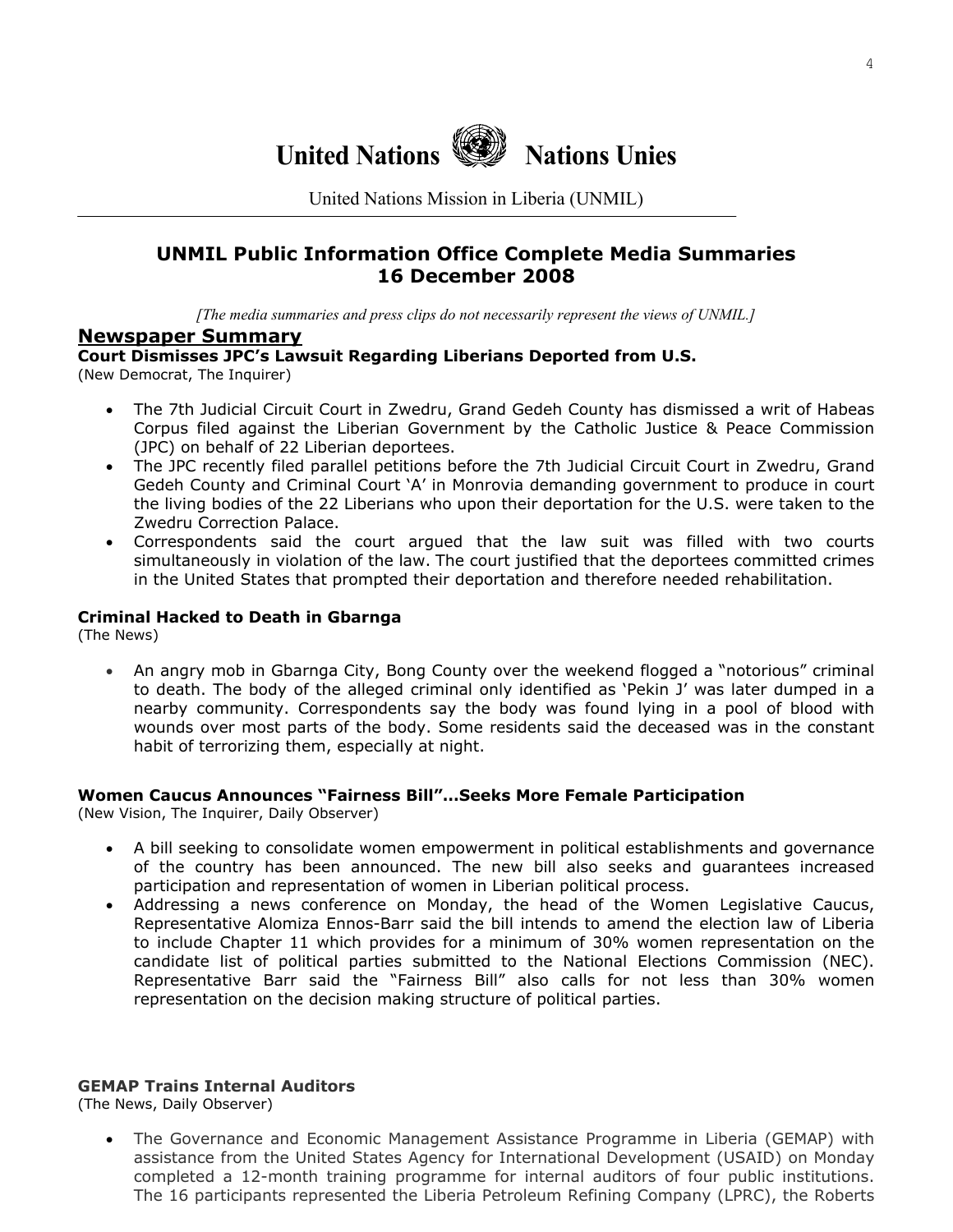# United Nations Nations Unies

United Nations Mission in Liberia (UNMIL)

## UNMIL Public Information Office Complete Media Summaries 16 December 2008

*[The media summaries and press clips do not necessarily represent the views of UNMIL.]*

## Newspaper Summary

**Court Dismisses JPC's Lawsuit Regarding Liberians Deported from U.S.**
(New Democrat, The Inquirer)

- The 7th Judicial Circuit Court in Zwedru, Grand Gedeh County has dismissed a writ of Habeas Corpus filed against the Liberian Government by the Catholic Justice & Peace Commission (JPC) on behalf of 22 Liberian deportees.
- The JPC recently filed parallel petitions before the 7th Judicial Circuit Court in Zwedru, Grand Gedeh County and Criminal Court 'A' in Monrovia demanding government to produce in court the living bodies of the 22 Liberians who upon their deportation for the U.S. were taken to the Zwedru Correction Palace.
- Correspondents said the court argued that the law suit was filled with two courts simultaneously in violation of the law. The court justified that the deportees committed crimes in the United States that prompted their deportation and therefore needed rehabilitation.

**Criminal Hacked to Death in Gbarnga**
(The News)

- An angry mob in Gbarnga City, Bong County over the weekend flogged a "notorious" criminal to death. The body of the alleged criminal only identified as 'Pekin J' was later dumped in a nearby community. Correspondents say the body was found lying in a pool of blood with wounds over most parts of the body. Some residents said the deceased was in the constant habit of terrorizing them, especially at night.

**Women Caucus Announces "Fairness Bill"…Seeks More Female Participation**
(New Vision, The Inquirer, Daily Observer)

- A bill seeking to consolidate women empowerment in political establishments and governance of the country has been announced. The new bill also seeks and guarantees increased participation and representation of women in Liberian political process.
- Addressing a news conference on Monday, the head of the Women Legislative Caucus, Representative Alomiza Ennos-Barr said the bill intends to amend the election law of Liberia to include Chapter 11 which provides for a minimum of 30% women representation on the candidate list of political parties submitted to the National Elections Commission (NEC). Representative Barr said the "Fairness Bill" also calls for not less than 30% women representation on the decision making structure of political parties.

**GEMAP Trains Internal Auditors**
(The News, Daily Observer)

- The Governance and Economic Management Assistance Programme in Liberia (GEMAP) with assistance from the United States Agency for International Development (USAID) on Monday completed a 12-month training programme for internal auditors of four public institutions. The 16 participants represented the Liberia Petroleum Refining Company (LPRC), the Roberts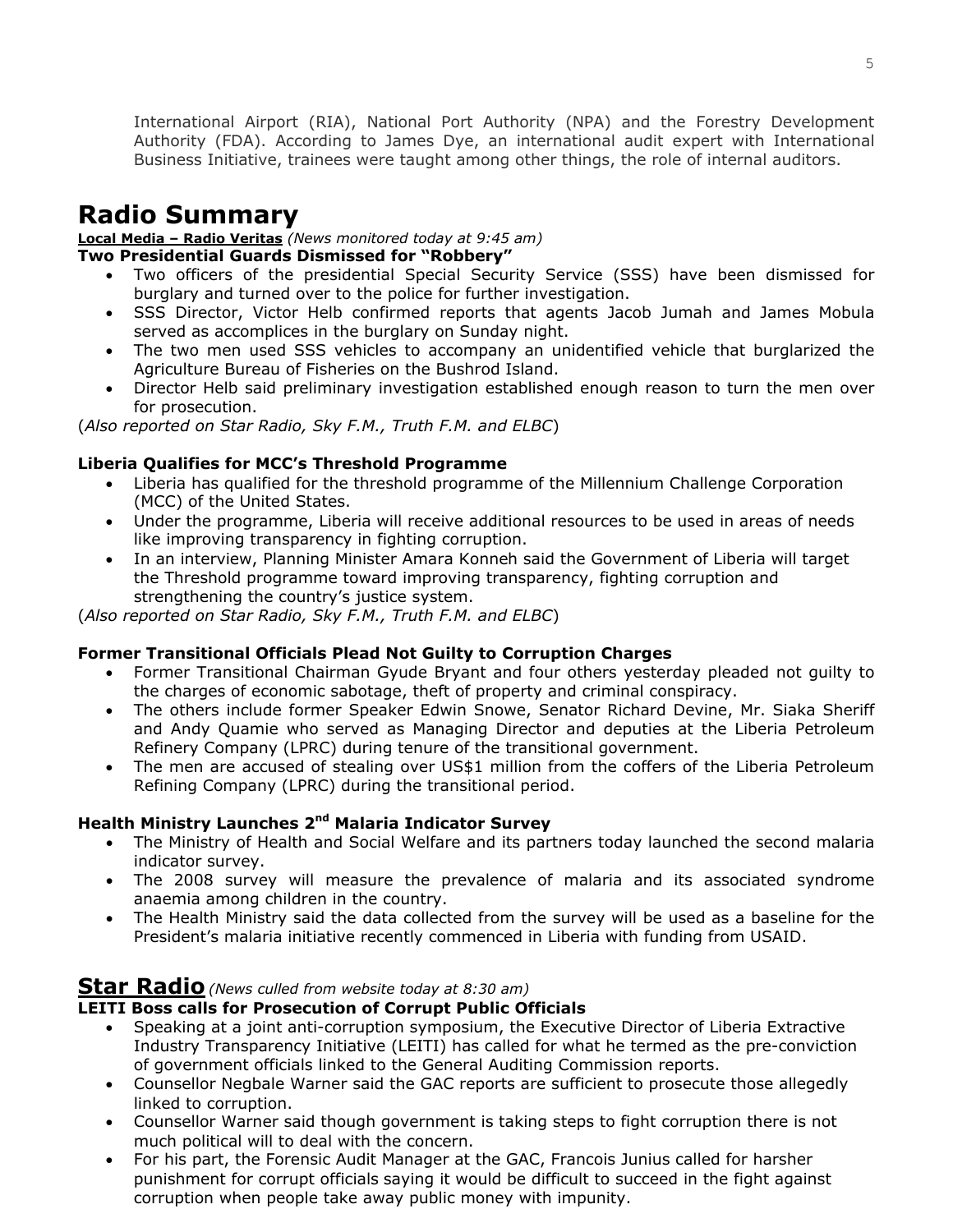International Airport (RIA), National Port Authority (NPA) and the Forestry Development Authority (FDA). According to James Dye, an international audit expert with International Business Initiative, trainees were taught among other things, the role of internal auditors.

# Radio Summary

**Local Media – Radio Veritas** *(News monitored today at 9:45 am)*

### Two Presidential Guards Dismissed for "Robbery"

- Two officers of the presidential Special Security Service (SSS) have been dismissed for burglary and turned over to the police for further investigation.
- SSS Director, Victor Helb confirmed reports that agents Jacob Jumah and James Mobula served as accomplices in the burglary on Sunday night.
- The two men used SSS vehicles to accompany an unidentified vehicle that burglarized the Agriculture Bureau of Fisheries on the Bushrod Island.
- Director Helb said preliminary investigation established enough reason to turn the men over for prosecution.

(*Also reported on Star Radio, Sky F.M., Truth F.M. and ELBC*)

### Liberia Qualifies for MCC's Threshold Programme

- Liberia has qualified for the threshold programme of the Millennium Challenge Corporation (MCC) of the United States.
- Under the programme, Liberia will receive additional resources to be used in areas of needs like improving transparency in fighting corruption.
- In an interview, Planning Minister Amara Konneh said the Government of Liberia will target the Threshold programme toward improving transparency, fighting corruption and strengthening the country's justice system.

(*Also reported on Star Radio, Sky F.M., Truth F.M. and ELBC*)

### Former Transitional Officials Plead Not Guilty to Corruption Charges

- Former Transitional Chairman Gyude Bryant and four others yesterday pleaded not guilty to the charges of economic sabotage, theft of property and criminal conspiracy.
- The others include former Speaker Edwin Snowe, Senator Richard Devine, Mr. Siaka Sheriff and Andy Quamie who served as Managing Director and deputies at the Liberia Petroleum Refinery Company (LPRC) during tenure of the transitional government.
- The men are accused of stealing over US$1 million from the coffers of the Liberia Petroleum Refining Company (LPRC) during the transitional period.

### Health Ministry Launches 2nd Malaria Indicator Survey

- The Ministry of Health and Social Welfare and its partners today launched the second malaria indicator survey.
- The 2008 survey will measure the prevalence of malaria and its associated syndrome anaemia among children in the country.
- The Health Ministry said the data collected from the survey will be used as a baseline for the President's malaria initiative recently commenced in Liberia with funding from USAID.

## Star Radio *(News culled from website today at 8:30 am)*

### LEITI Boss calls for Prosecution of Corrupt Public Officials

- Speaking at a joint anti-corruption symposium, the Executive Director of Liberia Extractive Industry Transparency Initiative (LEITI) has called for what he termed as the pre-conviction of government officials linked to the General Auditing Commission reports.
- Counsellor Negbale Warner said the GAC reports are sufficient to prosecute those allegedly linked to corruption.
- Counsellor Warner said though government is taking steps to fight corruption there is not much political will to deal with the concern.
- For his part, the Forensic Audit Manager at the GAC, Francois Junius called for harsher punishment for corrupt officials saying it would be difficult to succeed in the fight against corruption when people take away public money with impunity.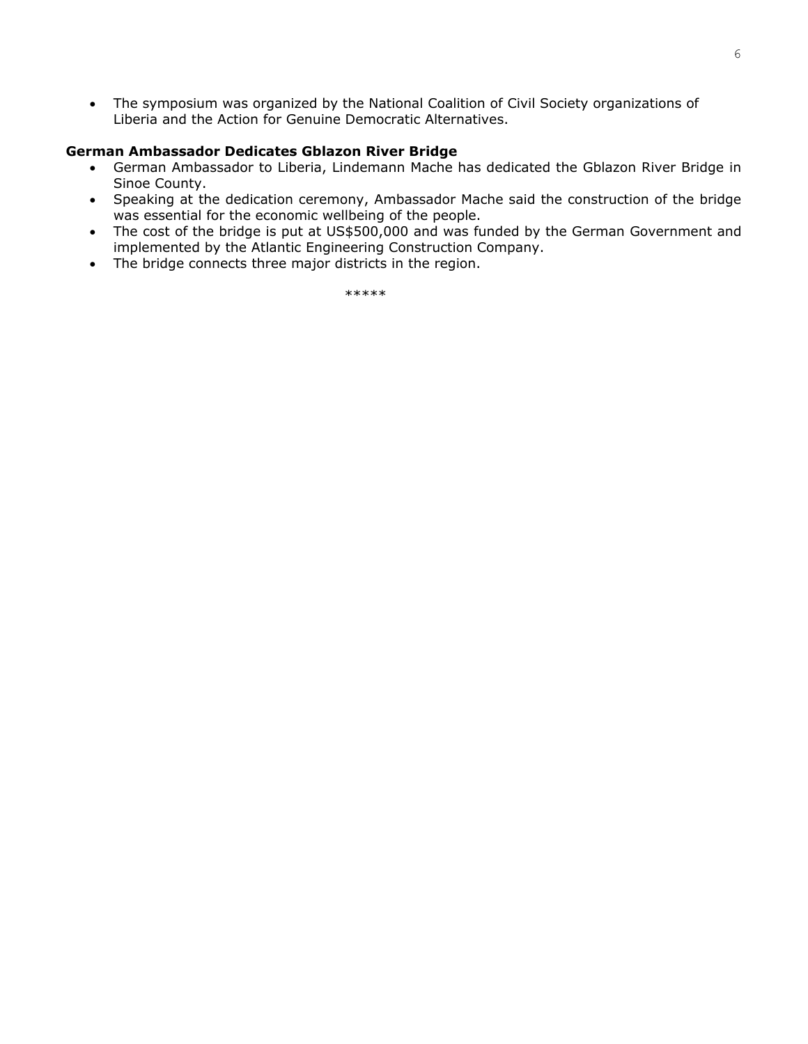- The symposium was organized by the National Coalition of Civil Society organizations of Liberia and the Action for Genuine Democratic Alternatives.

**German Ambassador Dedicates Gblazon River Bridge**

- German Ambassador to Liberia, Lindemann Mache has dedicated the Gblazon River Bridge in Sinoe County.
- Speaking at the dedication ceremony, Ambassador Mache said the construction of the bridge was essential for the economic wellbeing of the people.
- The cost of the bridge is put at US$500,000 and was funded by the German Government and implemented by the Atlantic Engineering Construction Company.
- The bridge connects three major districts in the region.

*****